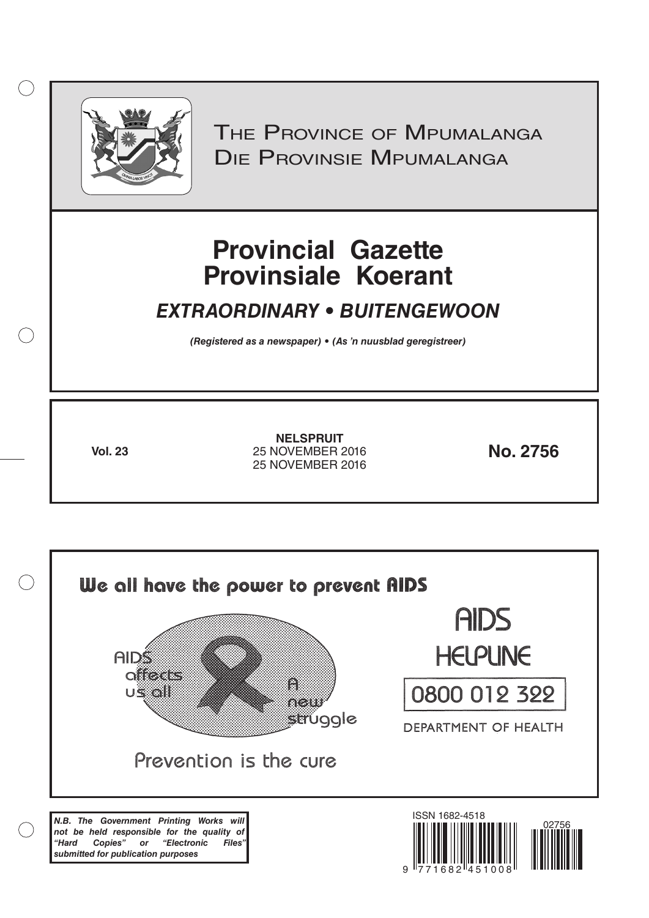THE PROVINCE OF MPUMALANGA
DIE PROVINSIE MPUMALANGA

# Provincial Gazette
# Provinsiale Koerant

## *EXTRAORDINARY • BUITENGEWOON*

*(Registered as a newspaper) • (As 'n nuusblad geregistreer)*

**Vol. 23**

**NELSPRUIT**
25 NOVEMBER 2016
25 NOVEMBER 2016

**No. 2756**

We all have the power to prevent AIDS

AIDS affects us all

A new struggle

Prevention is the cure

AIDS HELPLINE

0800 012 322

DEPARTMENT OF HEALTH

***N.B. The Government Printing Works will not be held responsible for the quality of "Hard Copies" or "Electronic Files" submitted for publication purposes***

ISSN 1682-4518

02756

9 771682 451008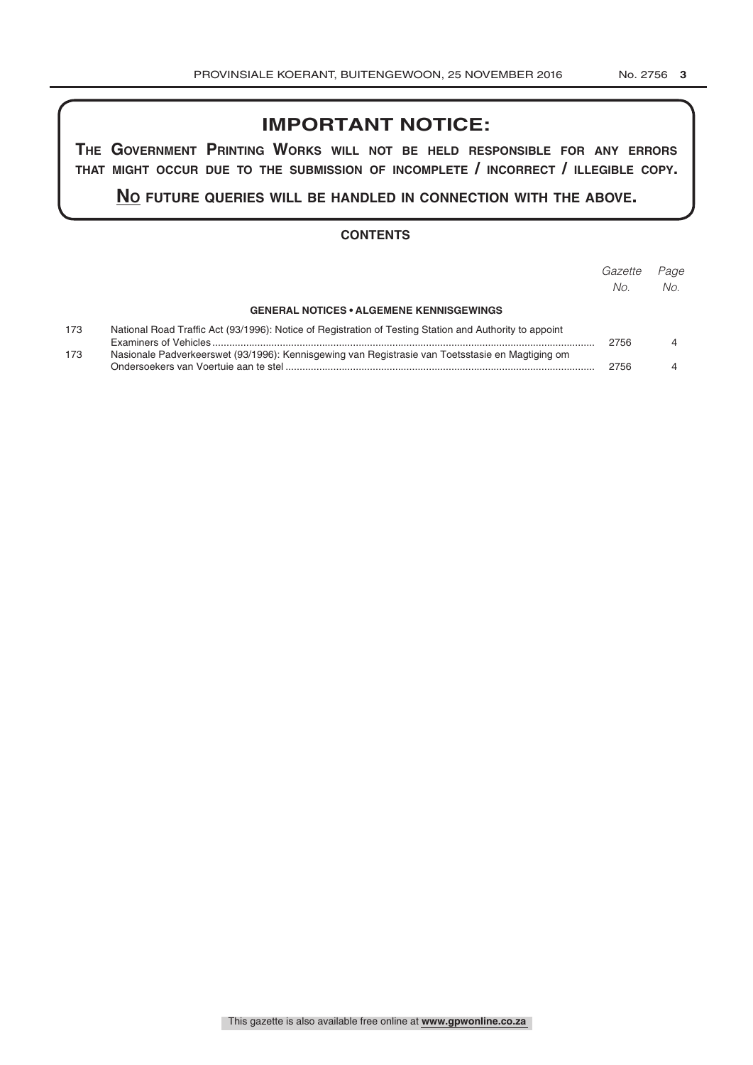## IMPORTANT NOTICE:

**THE GOVERNMENT PRINTING WORKS WILL NOT BE HELD RESPONSIBLE FOR ANY ERRORS THAT MIGHT OCCUR DUE TO THE SUBMISSION OF INCOMPLETE / INCORRECT / ILLEGIBLE COPY.**

**NO FUTURE QUERIES WILL BE HANDLED IN CONNECTION WITH THE ABOVE.**

### CONTENTS

| | | *Gazette No.* | *Page No.* |
|---|---|---|---|
| | **GENERAL NOTICES • ALGEMENE KENNISGEWINGS** | | |
| 173 | National Road Traffic Act (93/1996): Notice of Registration of Testing Station and Authority to appoint Examiners of Vehicles | 2756 | 4 |
| 173 | Nasionale Padverkeerswet (93/1996): Kennisgewing van Registrasie van Toetsstasie en Magtiging om Ondersoekers van Voertuie aan te stel | 2756 | 4 |

This gazette is also available free online at **www.gpwonline.co.za**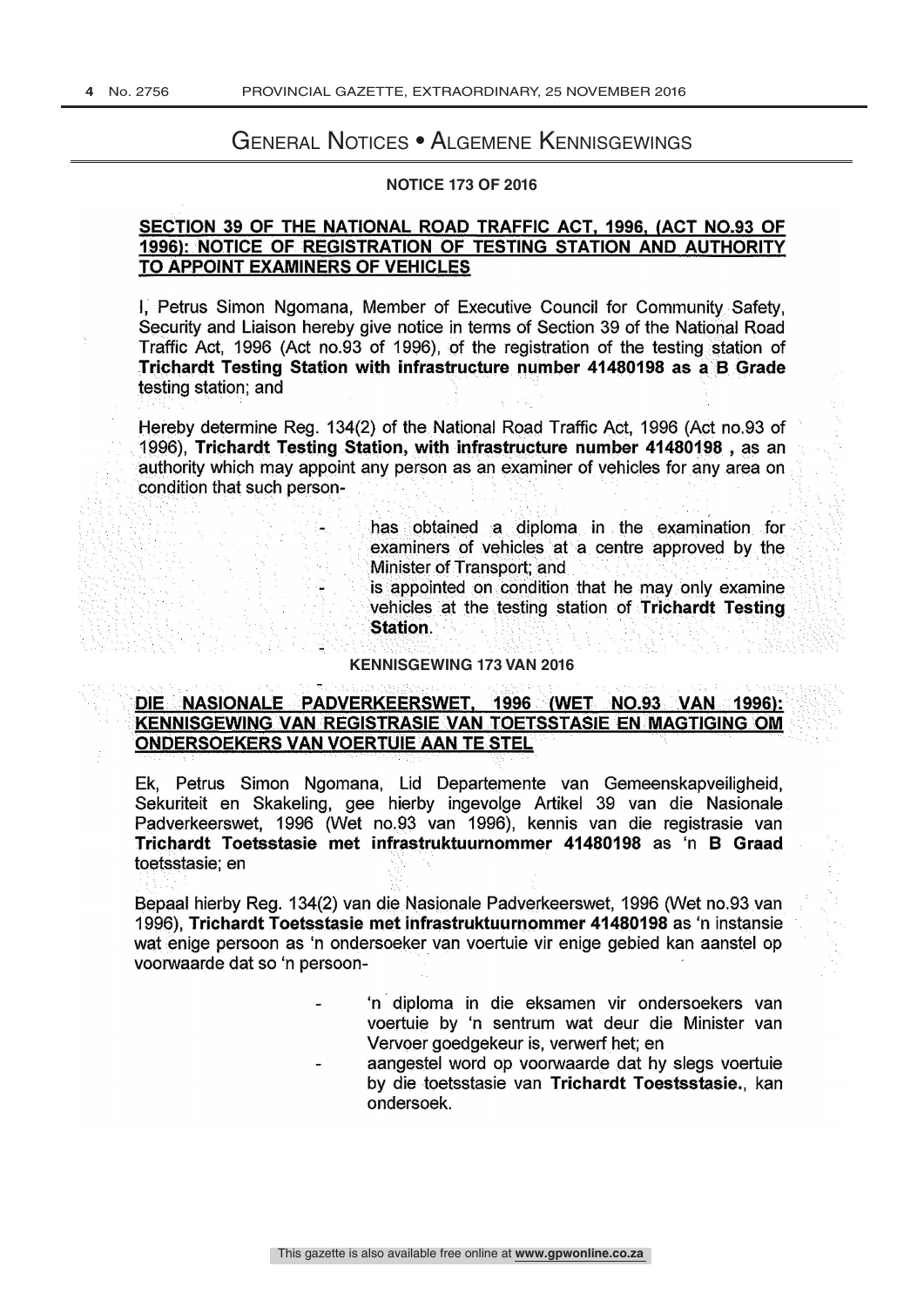# General Notices • Algemene Kennisgewings

**NOTICE 173 OF 2016**

**SECTION 39 OF THE NATIONAL ROAD TRAFFIC ACT, 1996, (ACT NO.93 OF 1996): NOTICE OF REGISTRATION OF TESTING STATION AND AUTHORITY TO APPOINT EXAMINERS OF VEHICLES**

I, Petrus Simon Ngomana, Member of Executive Council for Community Safety, Security and Liaison hereby give notice in terms of Section 39 of the National Road Traffic Act, 1996 (Act no.93 of 1996), of the registration of the testing station of **Trichardt Testing Station with infrastructure number 41480198 as a B Grade** testing station; and

Hereby determine Reg. 134(2) of the National Road Traffic Act, 1996 (Act no.93 of 1996), **Trichardt Testing Station, with infrastructure number 41480198 ,** as an authority which may appoint any person as an examiner of vehicles for any area on condition that such person-

- has obtained a diploma in the examination for examiners of vehicles at a centre approved by the Minister of Transport; and
- is appointed on condition that he may only examine vehicles at the testing station of **Trichardt Testing Station**.

**KENNISGEWING 173 VAN 2016**

**DIE NASIONALE PADVERKEERSWET, 1996 (WET NO.93 VAN 1996): KENNISGEWING VAN REGISTRASIE VAN TOETSSTASIE EN MAGTIGING OM ONDERSOEKERS VAN VOERTUIE AAN TE STEL**

Ek, Petrus Simon Ngomana, Lid Departemente van Gemeenskapveiligheid, Sekuriteit en Skakeling, gee hierby ingevolge Artikel 39 van die Nasionale Padverkeerswet, 1996 (Wet no.93 van 1996), kennis van die registrasie van **Trichardt Toetsstasie met infrastruktuurnommer 41480198** as 'n **B Graad** toetsstasie; en

Bepaal hierby Reg. 134(2) van die Nasionale Padverkeerswet, 1996 (Wet no.93 van 1996), **Trichardt Toetsstasie met infrastruktuurnommer 41480198** as 'n instansie wat enige persoon as 'n ondersoeker van voertuie vir enige gebied kan aanstel op voorwaarde dat so 'n persoon-

- 'n diploma in die eksamen vir ondersoekers van voertuie by 'n sentrum wat deur die Minister van Vervoer goedgekeur is, verwerf het; en
- aangestel word op voorwaarde dat hy slegs voertuie by die toetsstasie van **Trichardt Toestsstasie.**, kan ondersoek.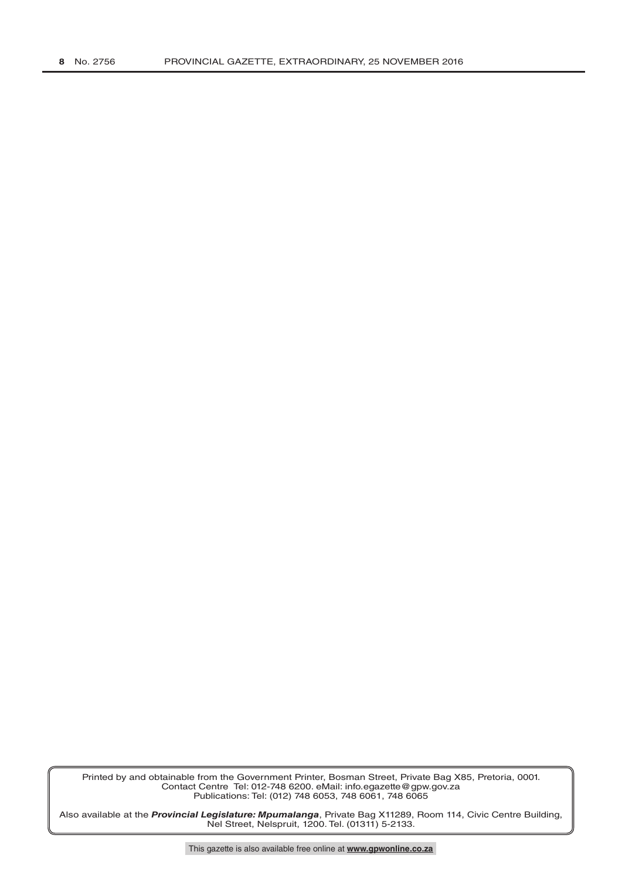Printed by and obtainable from the Government Printer, Bosman Street, Private Bag X85, Pretoria, 0001.
Contact Centre Tel: 012-748 6200. eMail: info.egazette@gpw.gov.za
Publications: Tel: (012) 748 6053, 748 6061, 748 6065

Also available at the ***Provincial Legislature: Mpumalanga***, Private Bag X11289, Room 114, Civic Centre Building, Nel Street, Nelspruit, 1200. Tel. (01311) 5-2133.

This gazette is also available free online at **www.gpwonline.co.za**